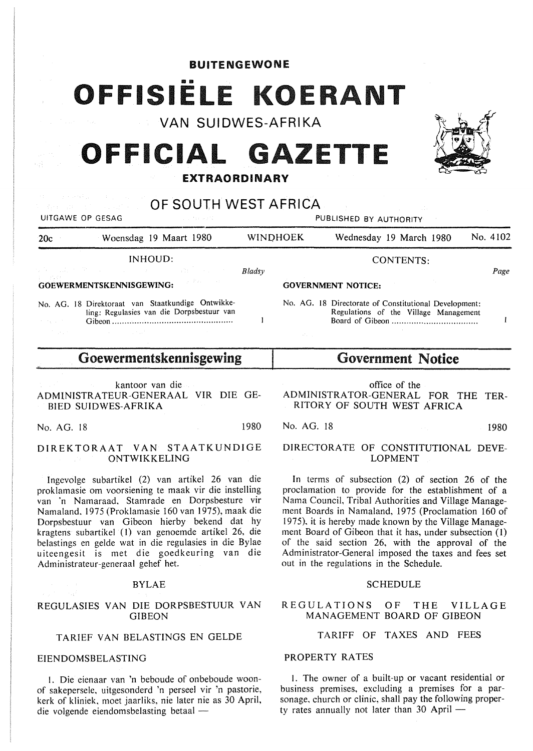**BUITENGEWONE**

# OFFISIËLE KOERANT

VAN SUIDWES-AFRIKA

# OFFICIAL GAZETTE

**EXTRAORDINARY**

OF SOUTH WEST AFRICA

UITGAWE OP GESAG — PUBLISHED BY AUTHORITY

20c — Woensdag 19 Maart 1980 — WINDHOEK — Wednesday 19 March 1980 — No. 4102

INHOUD:

*Bladsy*

**GOEWERMENTSKENNISGEWING:**

No. AG. 18 Direktoraat van Staatkundige Ontwikkeling: Regulasies van die Dorpsbestuur van Gibeon ..... 1

CONTENTS:

*Page*

**GOVERNMENT NOTICE:**

No. AG. 18 Directorate of Constitutional Development: Regulations of the Village Management Board of Gibeon ..... 1

## Goewermentskennisgewing

kantoor van die
ADMINISTRATEUR-GENERAAL VIR DIE GEBIED SUIDWES-AFRIKA

No. AG. 18 — 1980

DIREKTORAAT VAN STAATKUNDIGE ONTWIKKELING

Ingevolge subartikel (2) van artikel 26 van die proklamasie om voorsiening te maak vir die instelling van 'n Namaraad, Stamrade en Dorpsbesture vir Namaland, 1975 (Proklamasie 160 van 1975), maak die Dorpsbestuur van Gibeon hierby bekend dat hy kragtens subartikel (1) van genoemde artikel 26, die belastings en gelde wat in die regulasies in die Bylae uiteengesit is met die goedkeuring van die Administrateur-generaal gehef het.

BYLAE

REGULASIES VAN DIE DORPSBESTUUR VAN GIBEON

TARIEF VAN BELASTINGS EN GELDE

EIENDOMSBELASTING

1. Die eienaar van 'n beboude of onbeboude woonof sakepersele, uitgesonderd 'n perseel vir 'n pastorie, kerk of kliniek, moet jaarliks, nie later nie as 30 April, die volgende eiendomsbelasting betaal —

## Government Notice

office of the
ADMINISTRATOR-GENERAL FOR THE TERRITORY OF SOUTH WEST AFRICA

No. AG. 18 — 1980

DIRECTORATE OF CONSTITUTIONAL DEVELOPMENT

In terms of subsection (2) of section 26 of the proclamation to provide for the establishment of a Nama Council, Tribal Authorities and Village Management Boards in Namaland, 1975 (Proclamation 160 of 1975), it is hereby made known by the Village Management Board of Gibeon that it has, under subsection (1) of the said section 26, with the approval of the Administrator-General imposed the taxes and fees set out in the regulations in the Schedule.

SCHEDULE

REGULATIONS OF THE VILLAGE MANAGEMENT BOARD OF GIBEON

TARIFF OF TAXES AND FEES

PROPERTY RATES

1. The owner of a built-up or vacant residential or business premises, excluding a premises for a parsonage, church or clinic, shall pay the following property rates annually not later than 30 April —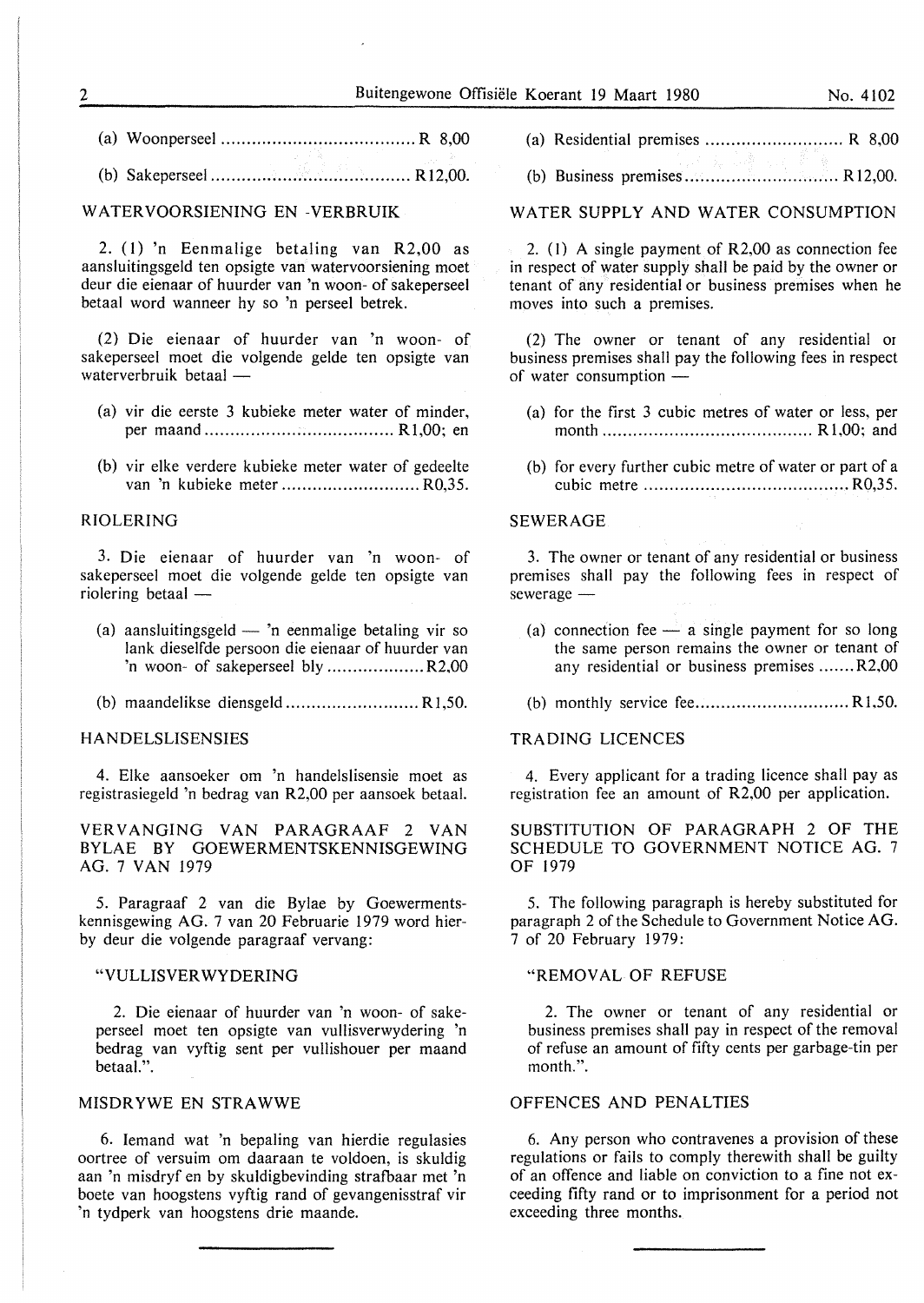(a) Woonperseel ...................................... R 8,00

(b) Sakeperseel ...................................... R12,00.

WATERVOORSIENING EN -VERBRUIK

2. (1) 'n Eenmalige betaling van R2,00 as aansluitingsgeld ten opsigte van watervoorsiening moet deur die eienaar of huurder van 'n woon- of sakeperseel betaal word wanneer hy so 'n perseel betrek.

(2) Die eienaar of huurder van 'n woon- of sakeperseel moet die volgende gelde ten opsigte van waterverbruik betaal —

(a) vir die eerste 3 kubieke meter water of minder, per maand .................................... R1,00; en

(b) vir elke verdere kubieke meter water of gedeelte van 'n kubieke meter ........................... R0,35.

RIOLERING

3. Die eienaar of huurder van 'n woon- of sakeperseel moet die volgende gelde ten opsigte van riolering betaal —

(a) aansluitingsgeld — 'n eenmalige betaling vir so lank dieselfde persoon die eienaar of huurder van 'n woon- of sakeperseel bly ................... R2,00

(b) maandelikse diensgeld .......................... R1,50.

HANDELSLISENSIES

4. Elke aansoeker om 'n handelslisensie moet as registrasiegeld 'n bedrag van R2,00 per aansoek betaal.

VERVANGING VAN PARAGRAAF 2 VAN BYLAE BY GOEWERMENTSKENNISGEWING AG. 7 VAN 1979

5. Paragraaf 2 van die Bylae by Goewermentskennisgewing AG. 7 van 20 Februarie 1979 word hierby deur die volgende paragraaf vervang:

"VULLISVERWYDERING

2. Die eienaar of huurder van 'n woon- of sakeperseel moet ten opsigte van vullisverwydering 'n bedrag van vyftig sent per vullishouer per maand betaal.".

MISDRYWE EN STRAWWE

6. Iemand wat 'n bepaling van hierdie regulasies oortree of versuim om daaraan te voldoen, is skuldig aan 'n misdryf en by skuldigbevinding strafbaar met 'n boete van hoogstens vyftig rand of gevangenisstraf vir 'n tydperk van hoogstens drie maande.

---

(a) Residential premises ........................... R 8,00

(b) Business premises ............................. R12,00.

WATER SUPPLY AND WATER CONSUMPTION

2. (1) A single payment of R2,00 as connection fee in respect of water supply shall be paid by the owner or tenant of any residential or business premises when he moves into such a premises.

(2) The owner or tenant of any residential or business premises shall pay the following fees in respect of water consumption —

(a) for the first 3 cubic metres of water or less, per month ........................................ R1,00; and

(b) for every further cubic metre of water or part of a cubic metre ....................................... R0,35.

SEWERAGE

3. The owner or tenant of any residential or business premises shall pay the following fees in respect of sewerage —

(a) connection fee — a single payment for so long the same person remains the owner or tenant of any residential or business premises ....... R2,00

(b) monthly service fee .............................. R1,50.

TRADING LICENCES

4. Every applicant for a trading licence shall pay as registration fee an amount of R2,00 per application.

SUBSTITUTION OF PARAGRAPH 2 OF THE SCHEDULE TO GOVERNMENT NOTICE AG. 7 OF 1979

5. The following paragraph is hereby substituted for paragraph 2 of the Schedule to Government Notice AG. 7 of 20 February 1979:

"REMOVAL OF REFUSE

2. The owner or tenant of any residential or business premises shall pay in respect of the removal of refuse an amount of fifty cents per garbage-tin per month.".

OFFENCES AND PENALTIES

6. Any person who contravenes a provision of these regulations or fails to comply therewith shall be guilty of an offence and liable on conviction to a fine not exceeding fifty rand or to imprisonment for a period not exceeding three months.